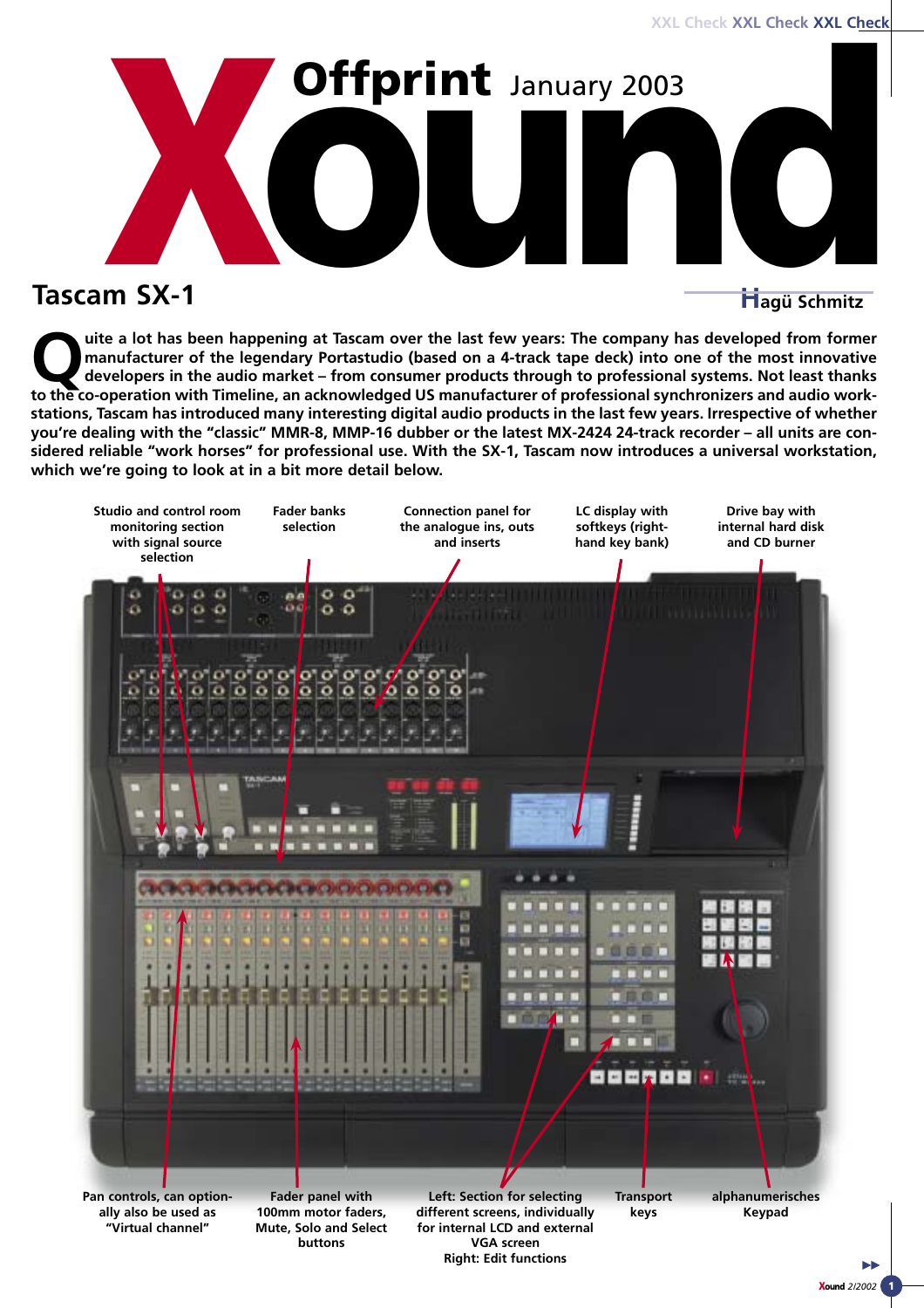XXL Check XXL Check XXL Check

# Xound

**Offprint** January 2003

## Tascam SX-1

**Hagü Schmitz**

**Quite a lot has been happening at Tascam over the last few years: The company has developed from former manufacturer of the legendary Portastudio (based on a 4-track tape deck) into one of the most innovative developers in the audio market – from consumer products through to professional systems. Not least thanks to the co-operation with Timeline, an acknowledged US manufacturer of professional synchronizers and audio workstations, Tascam has introduced many interesting digital audio products in the last few years. Irrespective of whether you're dealing with the "classic" MMR-8, MMP-16 dubber or the latest MX-2424 24-track recorder – all units are considered reliable "work horses" for professional use. With the SX-1, Tascam now introduces a universal workstation, which we're going to look at in a bit more detail below.**

**Studio and control room monitoring section with signal source selection**

**Fader banks selection**

**Connection panel for the analogue ins, outs and inserts**

**LC display with softkeys (right-hand key bank)**

**Drive bay with internal hard disk and CD burner**

**Pan controls, can optionally also be used as "Virtual channel"**

**Fader panel with 100mm motor faders, Mute, Solo and Select buttons**

**Left: Section for selecting different screens, individually for internal LCD and external VGA screen**
**Right: Edit functions**

**Transport keys**

**alphanumerisches Keypad**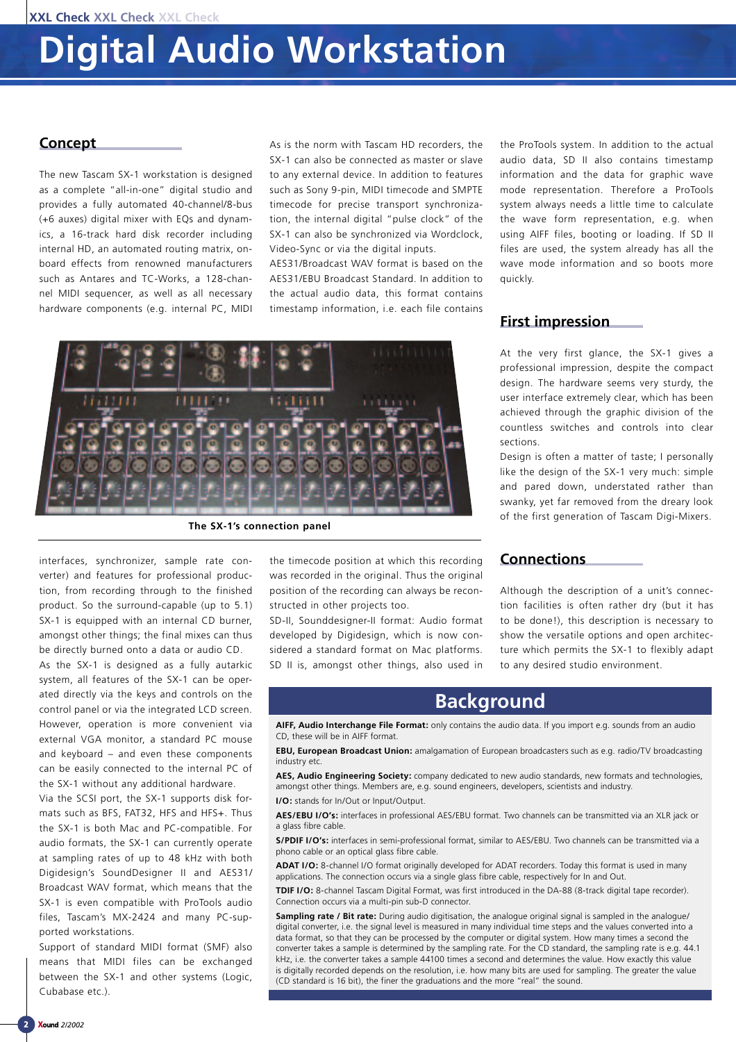# Digital Audio Workstation

## Concept

The new Tascam SX-1 workstation is designed as a complete "all-in-one" digital studio and provides a fully automated 40-channel/8-bus (+6 auxes) digital mixer with EQs and dynamics, a 16-track hard disk recorder including internal HD, an automated routing matrix, onboard effects from renowned manufacturers such as Antares and TC-Works, a 128-channel MIDI sequencer, as well as all necessary hardware components (e.g. internal PC, MIDI interfaces, synchronizer, sample rate converter) and features for professional production, from recording through to the finished product. So the surround-capable (up to 5.1) SX-1 is equipped with an internal CD burner, amongst other things; the final mixes can thus be directly burned onto a data or audio CD.

As the SX-1 is designed as a fully autarkic system, all features of the SX-1 can be operated directly via the keys and controls on the control panel or via the integrated LCD screen. However, operation is more convenient via external VGA monitor, a standard PC mouse and keyboard – and even these components can be easily connected to the internal PC of the SX-1 without any additional hardware.

Via the SCSI port, the SX-1 supports disk formats such as BFS, FAT32, HFS and HFS+. Thus the SX-1 is both Mac and PC-compatible. For audio formats, the SX-1 can currently operate at sampling rates of up to 48 kHz with both Digidesign's SoundDesigner II and AES31/Broadcast WAV format, which means that the SX-1 is even compatible with ProTools audio files, Tascam's MX-2424 and many PC-supported workstations.

Support of standard MIDI format (SMF) also means that MIDI files can be exchanged between the SX-1 and other systems (Logic, Cubase etc.).

As is the norm with Tascam HD recorders, the SX-1 can also be connected as master or slave to any external device. In addition to features such as Sony 9-pin, MIDI timecode and SMPTE timecode for precise transport synchronization, the internal digital "pulse clock" of the SX-1 can also be synchronized via Wordclock, Video-Sync or via the digital inputs.

AES31/Broadcast WAV format is based on the AES31/EBU Broadcast Standard. In addition to the actual audio data, this format contains timestamp information, i.e. each file contains the timecode position at which this recording was recorded in the original. Thus the original position of the recording can always be reconstructed in other projects too.

SD-II, Sounddesigner-II format: Audio format developed by Digidesign, which is now considered a standard format on Mac platforms. SD II is, amongst other things, also used in the ProTools system. In addition to the actual audio data, SD II also contains timestamp information and the data for graphic wave mode representation. Therefore a ProTools system always needs a little time to calculate the wave form representation, e.g. when using AIFF files, booting or loading. If SD II files are used, the system already has all the wave mode information and so boots more quickly.

The SX-1's connection panel

## First impression

At the very first glance, the SX-1 gives a professional impression, despite the compact design. The hardware seems very sturdy, the user interface extremely clear, which has been achieved through the graphic division of the countless switches and controls into clear sections.

Design is often a matter of taste; I personally like the design of the SX-1 very much: simple and pared down, understated rather than swanky, yet far removed from the dreary look of the first generation of Tascam Digi-Mixers.

## Connections

Although the description of a unit's connection facilities is often rather dry (but it has to be done!), this description is necessary to show the versatile options and open architecture which permits the SX-1 to flexibly adapt to any desired studio environment.

## Background

**AIFF, Audio Interchange File Format:** only contains the audio data. If you import e.g. sounds from an audio CD, these will be in AIFF format.

**EBU, European Broadcast Union:** amalgamation of European broadcasters such as e.g. radio/TV broadcasting industry etc.

**AES, Audio Engineering Society:** company dedicated to new audio standards, new formats and technologies, amongst other things. Members are, e.g. sound engineers, developers, scientists and industry.

**I/O:** stands for In/Out or Input/Output.

**AES/EBU I/O's:** interfaces in professional AES/EBU format. Two channels can be transmitted via an XLR jack or a glass fibre cable.

**S/PDIF I/O's:** interfaces in semi-professional format, similar to AES/EBU. Two channels can be transmitted via a phono cable or an optical glass fibre cable.

**ADAT I/O:** 8-channel I/O format originally developed for ADAT recorders. Today this format is used in many applications. The connection occurs via a single glass fibre cable, respectively for In and Out.

**TDIF I/O:** 8-channel Tascam Digital Format, was first introduced in the DA-88 (8-track digital tape recorder). Connection occurs via a multi-pin sub-D connector.

**Sampling rate / Bit rate:** During audio digitisation, the analogue original signal is sampled in the analogue/digital converter, i.e. the signal level is measured in many individual time steps and the values converted into a data format, so that they can be processed by the computer or digital system. How many times a second the converter takes a sample is determined by the sampling rate. For the CD standard, the sampling rate is e.g. 44.1 kHz, i.e. the converter takes a sample 44100 times a second and determines the value. How exactly this value is digitally recorded depends on the resolution, i.e. how many bits are used for sampling. The greater the value (CD standard is 16 bit), the finer the graduations and the more "real" the sound.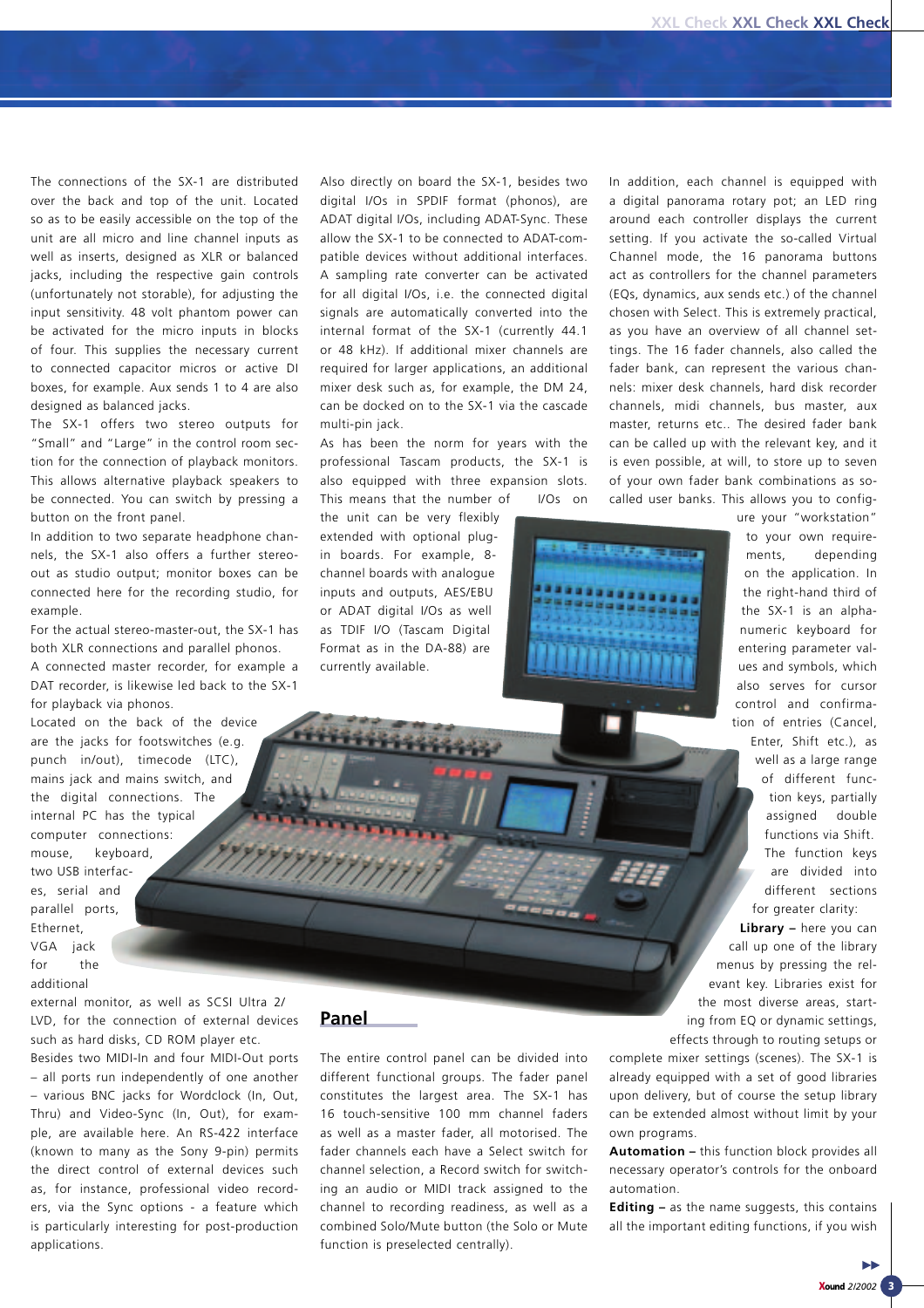The connections of the SX-1 are distributed over the back and top of the unit. Located so as to be easily accessible on the top of the unit are all micro and line channel inputs as well as inserts, designed as XLR or balanced jacks, including the respective gain controls (unfortunately not storable), for adjusting the input sensitivity. 48 volt phantom power can be activated for the micro inputs in blocks of four. This supplies the necessary current to connected capacitor micros or active DI boxes, for example. Aux sends 1 to 4 are also designed as balanced jacks.

The SX-1 offers two stereo outputs for "Small" and "Large" in the control room section for the connection of playback monitors. This allows alternative playback speakers to be connected. You can switch by pressing a button on the front panel.

In addition to two separate headphone channels, the SX-1 also offers a further stereo-out as studio output; monitor boxes can be connected here for the recording studio, for example.

For the actual stereo-master-out, the SX-1 has both XLR connections and parallel phonos.

A connected master recorder, for example a DAT recorder, is likewise led back to the SX-1 for playback via phonos.

Located on the back of the device are the jacks for footswitches (e.g. punch in/out), timecode (LTC), mains jack and mains switch, and the digital connections. The internal PC has the typical computer connections: mouse, keyboard, two USB interfaces, serial and parallel ports, Ethernet, VGA jack for the additional external monitor, as well as SCSI Ultra 2/ LVD, for the connection of external devices such as hard disks, CD ROM player etc.

Besides two MIDI-In and four MIDI-Out ports – all ports run independently of one another – various BNC jacks for Wordclock (In, Out, Thru) and Video-Sync (In, Out), for example, are available here. An RS-422 interface (known to many as the Sony 9-pin) permits the direct control of external devices such as, for instance, professional video recorders, via the Sync options - a feature which is particularly interesting for post-production applications.

Also directly on board the SX-1, besides two digital I/Os in SPDIF format (phonos), are ADAT digital I/Os, including ADAT-Sync. These allow the SX-1 to be connected to ADAT-compatible devices without additional interfaces. A sampling rate converter can be activated for all digital I/Os, i.e. the connected digital signals are automatically converted into the internal format of the SX-1 (currently 44.1 or 48 kHz). If additional mixer channels are required for larger applications, an additional mixer desk such as, for example, the DM 24, can be docked on to the SX-1 via the cascade multi-pin jack.

As has been the norm for years with the professional Tascam products, the SX-1 is also equipped with three expansion slots. This means that the number of I/Os on the unit can be very flexibly extended with optional plug-in boards. For example, 8-channel boards with analogue inputs and outputs, AES/EBU or ADAT digital I/Os as well as TDIF I/O (Tascam Digital Format as in the DA-88) are currently available.

## Panel

The entire control panel can be divided into different functional groups. The fader panel constitutes the largest area. The SX-1 has 16 touch-sensitive 100 mm channel faders as well as a master fader, all motorised. The fader channels each have a Select switch for channel selection, a Record switch for switching an audio or MIDI track assigned to the channel to recording readiness, as well as a combined Solo/Mute button (the Solo or Mute function is preselected centrally).

In addition, each channel is equipped with a digital panorama rotary pot; an LED ring around each controller displays the current setting. If you activate the so-called Virtual Channel mode, the 16 panorama buttons act as controllers for the channel parameters (EQs, dynamics, aux sends etc.) of the channel chosen with Select. This is extremely practical, as you have an overview of all channel settings. The 16 fader channels, also called the fader bank, can represent the various channels: mixer desk channels, hard disk recorder channels, midi channels, bus master, aux master, returns etc.. The desired fader bank can be called up with the relevant key, and it is even possible, at will, to store up to seven of your own fader bank combinations as so-called user banks. This allows you to configure your "workstation" to your own requirements, depending on the application. In the right-hand third of the SX-1 is an alphanumeric keyboard for entering parameter values and symbols, which also serves for cursor control and confirmation of entries (Cancel, Enter, Shift etc.), as well as a large range of different function keys, partially assigned double functions via Shift. The function keys are divided into different sections for greater clarity:

**Library –** here you can call up one of the library menus by pressing the relevant key. Libraries exist for the most diverse areas, starting from EQ or dynamic settings, effects through to routing setups or complete mixer settings (scenes). The SX-1 is already equipped with a set of good libraries upon delivery, but of course the setup library can be extended almost without limit by your own programs.

**Automation –** this function block provides all necessary operator's controls for the onboard automation.

**Editing –** as the name suggests, this contains all the important editing functions, if you wish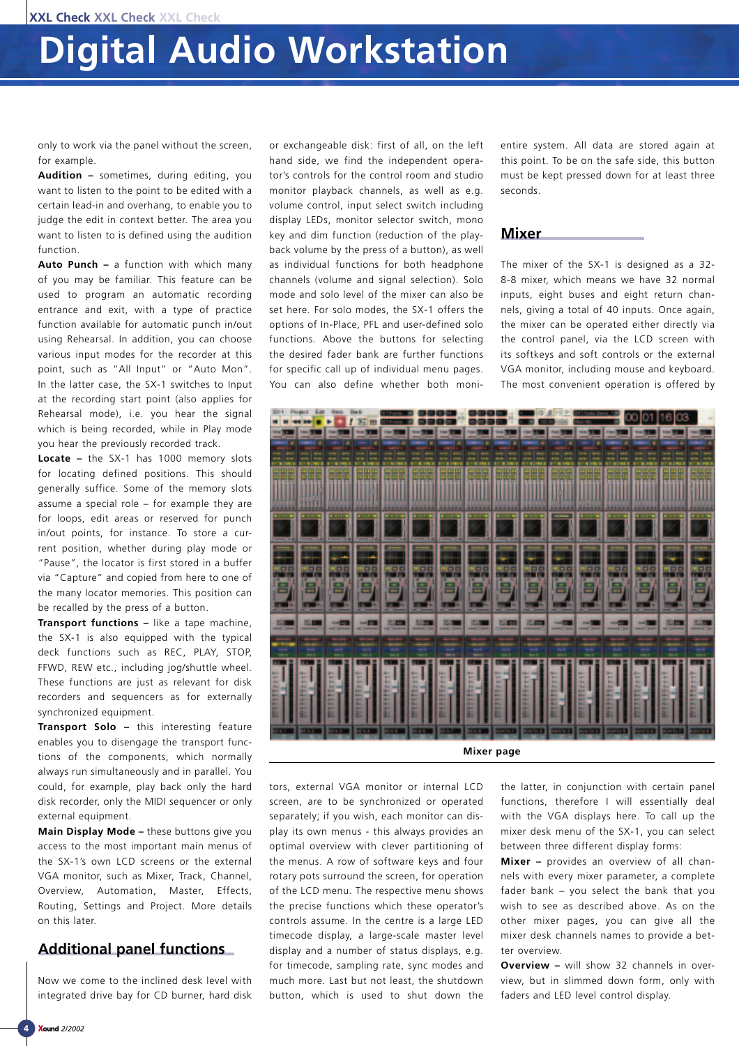only to work via the panel without the screen, for example.

**Audition –** sometimes, during editing, you want to listen to the point to be edited with a certain lead-in and overhang, to enable you to judge the edit in context better. The area you want to listen to is defined using the audition function.

**Auto Punch –** a function with which many of you may be familiar. This feature can be used to program an automatic recording entrance and exit, with a type of practice function available for automatic punch in/out using Rehearsal. In addition, you can choose various input modes for the recorder at this point, such as "All Input" or "Auto Mon". In the latter case, the SX-1 switches to Input at the recording start point (also applies for Rehearsal mode), i.e. you hear the signal which is being recorded, while in Play mode you hear the previously recorded track.

**Locate –** the SX-1 has 1000 memory slots for locating defined positions. This should generally suffice. Some of the memory slots assume a special role – for example they are for loops, edit areas or reserved for punch in/out points, for instance. To store a current position, whether during play mode or "Pause", the locator is first stored in a buffer via "Capture" and copied from here to one of the many locator memories. This position can be recalled by the press of a button.

**Transport functions –** like a tape machine, the SX-1 is also equipped with the typical deck functions such as REC, PLAY, STOP, FFWD, REW etc., including jog/shuttle wheel. These functions are just as relevant for disk recorders and sequencers as for externally synchronized equipment.

**Transport Solo –** this interesting feature enables you to disengage the transport functions of the components, which normally always run simultaneously and in parallel. You could, for example, play back only the hard disk recorder, only the MIDI sequencer or only external equipment.

**Main Display Mode –** these buttons give you access to the most important main menus of the SX-1's own LCD screens or the external VGA monitor, such as Mixer, Track, Channel, Overview, Automation, Master, Effects, Routing, Settings and Project. More details on this later.

## Additional panel functions

Now we come to the inclined desk level with integrated drive bay for CD burner, hard disk or exchangeable disk: first of all, on the left hand side, we find the independent operator's controls for the control room and studio monitor playback channels, as well as e.g. volume control, input select switch including display LEDs, monitor selector switch, mono key and dim function (reduction of the playback volume by the press of a button), as well as individual functions for both headphone channels (volume and signal selection). Solo mode and solo level of the mixer can also be set here. For solo modes, the SX-1 offers the options of In-Place, PFL and user-defined solo functions. Above the buttons for selecting the desired fader bank are further functions for specific call up of individual menu pages. You can also define whether both monitors, external VGA monitor or internal LCD screen, are to be synchronized or operated separately; if you wish, each monitor can display its own menus - this always provides an optimal overview with clever partitioning of the menus. A row of software keys and four rotary pots surround the screen, for operation of the LCD menu. The respective menu shows the precise functions which these operator's controls assume. In the centre is a large LED timecode display, a large-scale master level display and a number of status displays, e.g. for timecode, sampling rate, sync modes and much more. Last but not least, the shutdown button, which is used to shut down the entire system. All data are stored again at this point. To be on the safe side, this button must be kept pressed down for at least three seconds.

## Mixer

The mixer of the SX-1 is designed as a 32-8-8 mixer, which means we have 32 normal inputs, eight buses and eight return channels, giving a total of 40 inputs. Once again, the mixer can be operated either directly via the control panel, via the LCD screen with its softkeys and soft controls or the external VGA monitor, including mouse and keyboard. The most convenient operation is offered by the latter, in conjunction with certain panel functions, therefore I will essentially deal with the VGA displays here. To call up the mixer desk menu of the SX-1, you can select between three different display forms:

**Mixer –** provides an overview of all channels with every mixer parameter, a complete fader bank – you select the bank that you wish to see as described above. As on the other mixer pages, you can give all the mixer desk channels names to provide a better overview.

**Overview –** will show 32 channels in overview, but in slimmed down form, only with faders and LED level control display.

Mixer page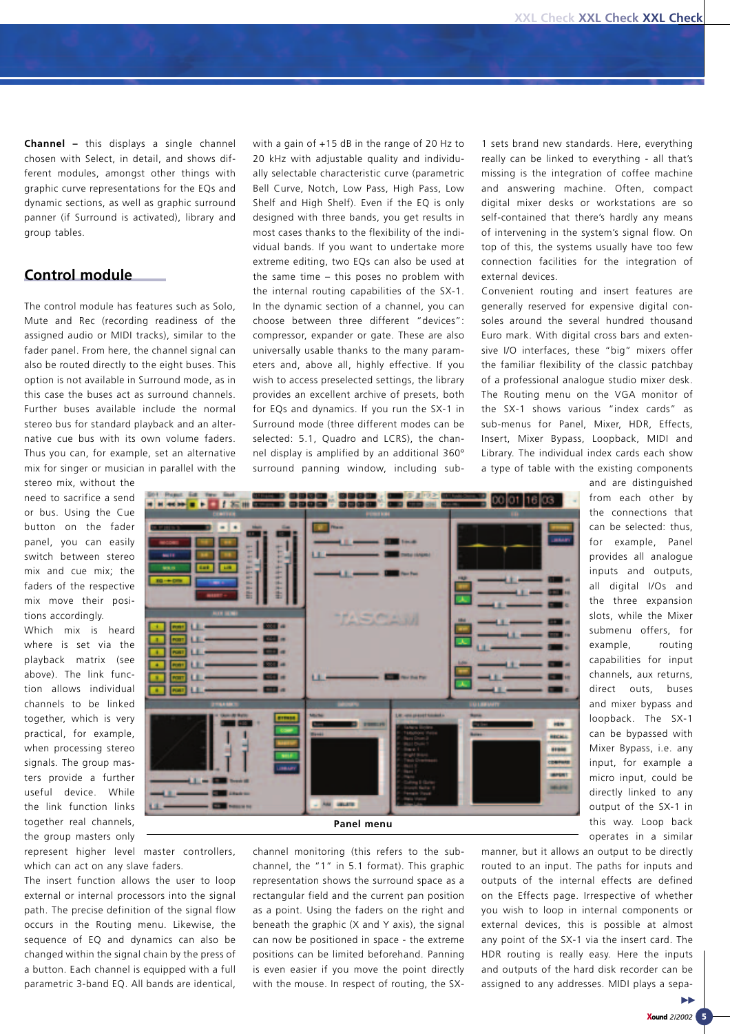**Channel** – this displays a single channel chosen with Select, in detail, and shows different modules, amongst other things with graphic curve representations for the EQs and dynamic sections, as well as graphic surround panner (if Surround is activated), library and group tables.

## Control module

The control module has features such as Solo, Mute and Rec (recording readiness of the assigned audio or MIDI tracks), similar to the fader panel. From here, the channel signal can also be routed directly to the eight buses. This option is not available in Surround mode, as in this case the buses act as surround channels. Further buses available include the normal stereo bus for standard playback and an alternative cue bus with its own volume faders. Thus you can, for example, set an alternative mix for singer or musician in parallel with the stereo mix, without the need to sacrifice a send or bus. Using the Cue button on the fader panel, you can easily switch between stereo mix and cue mix; the faders of the respective mix move their positions accordingly.

Which mix is heard where is set via the playback matrix (see above). The link function allows individual channels to be linked together, which is very practical, for example, when processing stereo signals. The group masters provide a further useful device. While the link function links together real channels, the group masters only represent higher level master controllers, which can act on any slave faders.

The insert function allows the user to loop external or internal processors into the signal path. The precise definition of the signal flow occurs in the Routing menu. Likewise, the sequence of EQ and dynamics can also be changed within the signal chain by the press of a button. Each channel is equipped with a full parametric 3-band EQ. All bands are identical, with a gain of +15 dB in the range of 20 Hz to 20 kHz with adjustable quality and individually selectable characteristic curve (parametric Bell Curve, Notch, Low Pass, High Pass, Low Shelf and High Shelf). Even if the EQ is only designed with three bands, you get results in most cases thanks to the flexibility of the individual bands. If you want to undertake more extreme editing, two EQs can also be used at the same time – this poses no problem with the internal routing capabilities of the SX-1. In the dynamic section of a channel, you can choose between three different "devices": compressor, expander or gate. These are also universally usable thanks to the many parameters and, above all, highly effective. If you wish to access preselected settings, the library provides an excellent archive of presets, both for EQs and dynamics. If you run the SX-1 in Surround mode (three different modes can be selected: 5.1, Quadro and LCRS), the channel display is amplified by an additional 360° surround panning window, including sub-channel monitoring (this refers to the sub-channel, the "1" in 5.1 format). This graphic representation shows the surround space as a rectangular field and the current pan position as a point. Using the faders on the right and beneath the graphic (X and Y axis), the signal can now be positioned in space - the extreme positions can be limited beforehand. Panning is even easier if you move the point directly with the mouse. In respect of routing, the SX-1 sets brand new standards. Here, everything really can be linked to everything - all that's missing is the integration of coffee machine and answering machine. Often, compact digital mixer desks or workstations are so self-contained that there's hardly any means of intervening in the system's signal flow. On top of this, the systems usually have too few connection facilities for the integration of external devices.

Convenient routing and insert features are generally reserved for expensive digital consoles around the several hundred thousand Euro mark. With digital cross bars and extensive I/O interfaces, these "big" mixers offer the familiar flexibility of the classic patchbay of a professional analogue studio mixer desk. The Routing menu on the VGA monitor of the SX-1 shows various "index cards" as sub-menus for Panel, Mixer, HDR, Effects, Insert, Mixer Bypass, Loopback, MIDI and Library. The individual index cards each show a type of table with the existing components and are distinguished from each other by the connections that can be selected: thus, for example, Panel provides all analogue inputs and outputs, all digital I/Os and the three expansion slots, while the Mixer submenu offers, for example, routing capabilities for input channels, aux returns, direct outs, buses and mixer bypass and loopback. The SX-1 can be bypassed with Mixer Bypass, i.e. any input, for example a micro input, could be directly linked to any output of the SX-1 in this way. Loop back operates in a similar manner, but it allows an output to be directly routed to an input. The paths for inputs and outputs of the internal effects are defined on the Effects page. Irrespective of whether you wish to loop in internal components or external devices, this is possible at almost any point of the SX-1 via the insert card. The HDR routing is really easy. Here the inputs and outputs of the hard disk recorder can be assigned to any addresses. MIDI plays a sepa-

Panel menu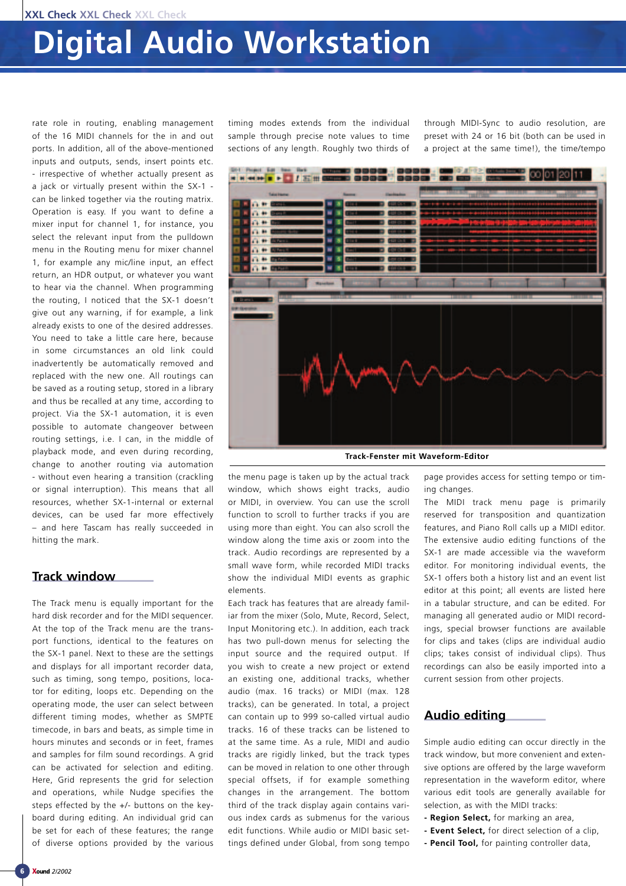rate role in routing, enabling management of the 16 MIDI channels for the in and out ports. In addition, all of the above-mentioned inputs and outputs, sends, insert points etc. - irrespective of whether actually present as a jack or virtually present within the SX-1 - can be linked together via the routing matrix. Operation is easy. If you want to define a mixer input for channel 1, for instance, you select the relevant input from the pulldown menu in the Routing menu for mixer channel 1, for example any mic/line input, an effect return, an HDR output, or whatever you want to hear via the channel. When programming the routing, I noticed that the SX-1 doesn't give out any warning, if for example, a link already exists to one of the desired addresses. You need to take a little care here, because in some circumstances an old link could inadvertently be automatically removed and replaced with the new one. All routings can be saved as a routing setup, stored in a library and thus be recalled at any time, according to project. Via the SX-1 automation, it is even possible to automate changeover between routing settings, i.e. I can, in the middle of playback mode, and even during recording, change to another routing via automation - without even hearing a transition (crackling or signal interruption). This means that all resources, whether SX-1-internal or external devices, can be used far more effectively – and here Tascam has really succeeded in hitting the mark.

## Track window

The Track menu is equally important for the hard disk recorder and for the MIDI sequencer. At the top of the Track menu are the transport functions, identical to the features on the SX-1 panel. Next to these are the settings and displays for all important recorder data, such as timing, song tempo, positions, locator for editing, loops etc. Depending on the operating mode, the user can select between different timing modes, whether as SMPTE timecode, in bars and beats, as simple time in hours minutes and seconds or in feet, frames and samples for film sound recordings. A grid can be activated for selection and editing. Here, Grid represents the grid for selection and operations, while Nudge specifies the steps effected by the +/- buttons on the keyboard during editing. An individual grid can be set for each of these features; the range of diverse options provided by the various timing modes extends from the individual sample through precise note values to time sections of any length. Roughly two thirds of the menu page is taken up by the actual track window, which shows eight tracks, audio or MIDI, in overview. You can use the scroll function to scroll to further tracks if you are using more than eight. You can also scroll the window along the time axis or zoom into the track. Audio recordings are represented by a small wave form, while recorded MIDI tracks show the individual MIDI events as graphic elements.

Track-Fenster mit Waveform-Editor

Each track has features that are already familiar from the mixer (Solo, Mute, Record, Select, Input Monitoring etc.). In addition, each track has two pull-down menus for selecting the input source and the required output. If you wish to create a new project or extend an existing one, additional tracks, whether audio (max. 16 tracks) or MIDI (max. 128 tracks), can be generated. In total, a project can contain up to 999 so-called virtual audio tracks. 16 of these tracks can be listened to at the same time. As a rule, MIDI and audio tracks are rigidly linked, but the track types can be moved in relation to one other through special offsets, if for example something changes in the arrangement. The bottom third of the track display again contains various index cards as submenus for the various edit functions. While audio or MIDI basic settings defined under Global, from song tempo through MIDI-Sync to audio resolution, are preset with 24 or 16 bit (both can be used in a project at the same time!), the time/tempo page provides access for setting tempo or timing changes.

The MIDI track menu page is primarily reserved for transposition and quantization features, and Piano Roll calls up a MIDI editor. The extensive audio editing functions of the SX-1 are made accessible via the waveform editor. For monitoring individual events, the SX-1 offers both a history list and an event list editor at this point; all events are listed here in a tabular structure, and can be edited. For managing all generated audio or MIDI recordings, special browser functions are available for clips and takes (clips are individual audio clips; takes consist of individual clips). Thus recordings can also be easily imported into a current session from other projects.

## Audio editing

Simple audio editing can occur directly in the track window, but more convenient and extensive options are offered by the large waveform representation in the waveform editor, where various edit tools are generally available for selection, as with the MIDI tracks:

- **Region Select,** for marking an area,
- **Event Select,** for direct selection of a clip,
- **Pencil Tool,** for painting controller data,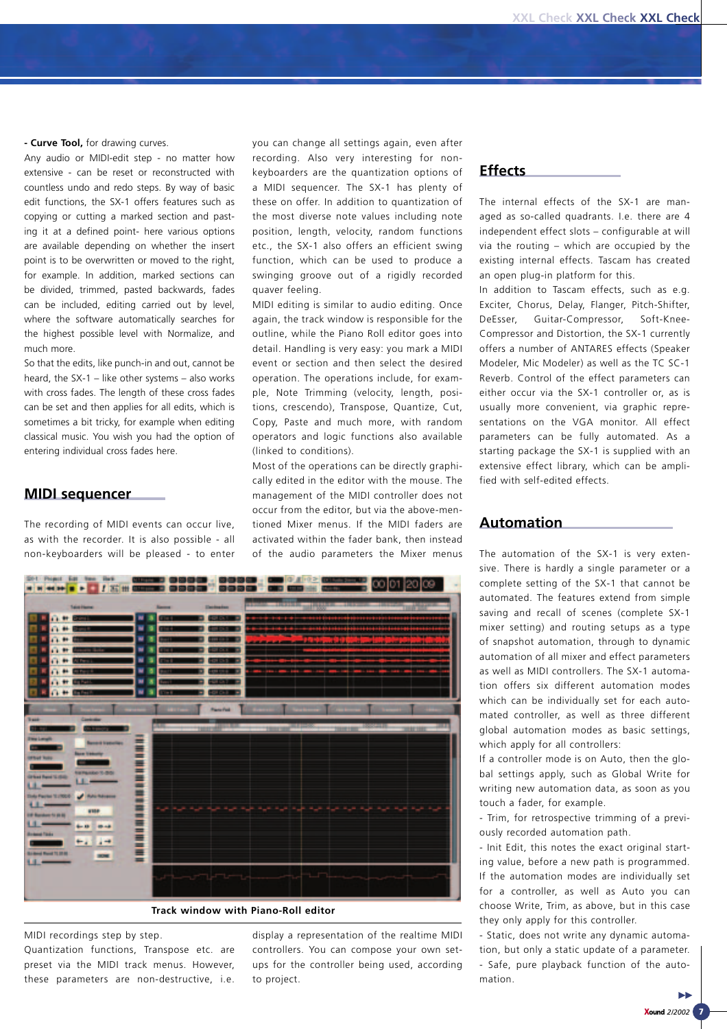**- Curve Tool,** for drawing curves.

Any audio or MIDI-edit step - no matter how extensive - can be reset or reconstructed with countless undo and redo steps. By way of basic edit functions, the SX-1 offers features such as copying or cutting a marked section and pasting it at a defined point- here various options are available depending on whether the insert point is to be overwritten or moved to the right, for example. In addition, marked sections can be divided, trimmed, pasted backwards, fades can be included, editing carried out by level, where the software automatically searches for the highest possible level with Normalize, and much more.

So that the edits, like punch-in and out, cannot be heard, the SX-1 – like other systems – also works with cross fades. The length of these cross fades can be set and then applies for all edits, which is sometimes a bit tricky, for example when editing classical music. You wish you had the option of entering individual cross fades here.

## MIDI sequencer

The recording of MIDI events can occur live, as with the recorder. It is also possible - all non-keyboarders will be pleased - to enter you can change all settings again, even after recording. Also very interesting for non-keyboarders are the quantization options of a MIDI sequencer. The SX-1 has plenty of these on offer. In addition to quantization of the most diverse note values including note position, length, velocity, random functions etc., the SX-1 also offers an efficient swing function, which can be used to produce a swinging groove out of a rigidly recorded quaver feeling.

MIDI editing is similar to audio editing. Once again, the track window is responsible for the outline, while the Piano Roll editor goes into detail. Handling is very easy: you mark a MIDI event or section and then select the desired operation. The operations include, for example, Note Trimming (velocity, length, positions, crescendo), Transpose, Quantize, Cut, Copy, Paste and much more, with random operators and logic functions also available (linked to conditions).

Most of the operations can be directly graphically edited in the editor with the mouse. The management of the MIDI controller does not occur from the editor, but via the above-mentioned Mixer menus. If the MIDI faders are activated within the fader bank, then instead of the audio parameters the Mixer menus

Track window with Piano-Roll editor

MIDI recordings step by step.

Quantization functions, Transpose etc. are preset via the MIDI track menus. However, these parameters are non-destructive, i.e. display a representation of the realtime MIDI controllers. You can compose your own set-ups for the controller being used, according to project.

## Effects

The internal effects of the SX-1 are managed as so-called quadrants. I.e. there are 4 independent effect slots – configurable at will via the routing – which are occupied by the existing internal effects. Tascam has created an open plug-in platform for this.

In addition to Tascam effects, such as e.g. Exciter, Chorus, Delay, Flanger, Pitch-Shifter, DeEsser, Guitar-Compressor, Soft-Knee-Compressor and Distortion, the SX-1 currently offers a number of ANTARES effects (Speaker Modeler, Mic Modeler) as well as the TC SC-1 Reverb. Control of the effect parameters can either occur via the SX-1 controller or, as is usually more convenient, via graphic representations on the VGA monitor. All effect parameters can be fully automated. As a starting package the SX-1 is supplied with an extensive effect library, which can be amplified with self-edited effects.

## Automation

The automation of the SX-1 is very extensive. There is hardly a single parameter or a complete setting of the SX-1 that cannot be automated. The features extend from simple saving and recall of scenes (complete SX-1 mixer setting) and routing setups as a type of snapshot automation, through to dynamic automation of all mixer and effect parameters as well as MIDI controllers. The SX-1 automation offers six different automation modes which can be individually set for each automated controller, as well as three different global automation modes as basic settings, which apply for all controllers:

If a controller mode is on Auto, then the global settings apply, such as Global Write for writing new automation data, as soon as you touch a fader, for example.

- Trim, for retrospective trimming of a previously recorded automation path.

- Init Edit, this notes the exact original starting value, before a new path is programmed.

If the automation modes are individually set for a controller, as well as Auto you can choose Write, Trim, as above, but in this case they only apply for this controller.

- Static, does not write any dynamic automation, but only a static update of a parameter.

- Safe, pure playback function of the automation.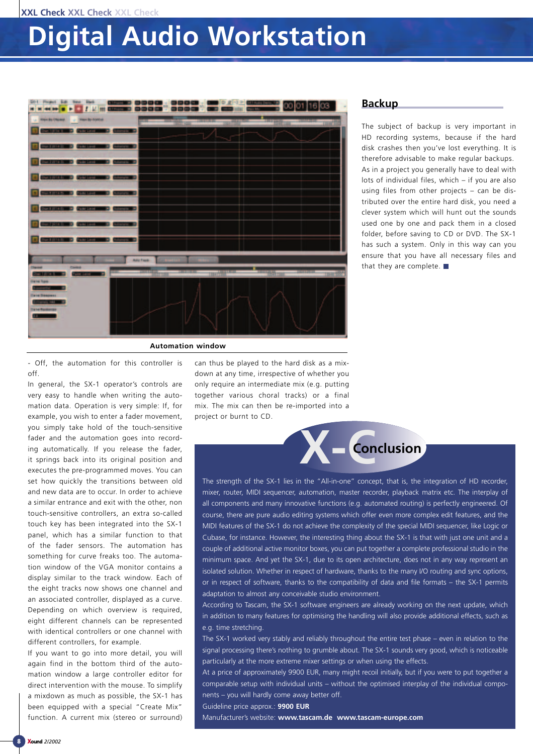# Digital Audio Workstation

Automation window

- Off, the automation for this controller is off.

In general, the SX-1 operator's controls are very easy to handle when writing the automation data. Operation is very simple: If, for example, you wish to enter a fader movement, you simply take hold of the touch-sensitive fader and the automation goes into recording automatically. If you release the fader, it springs back into its original position and executes the pre-programmed moves. You can set how quickly the transitions between old and new data are to occur. In order to achieve a similar entrance and exit with the other, non touch-sensitive controllers, an extra so-called touch key has been integrated into the SX-1 panel, which has a similar function to that of the fader sensors. The automation has something for curve freaks too. The automation window of the VGA monitor contains a display similar to the track window. Each of the eight tracks now shows one channel and an associated controller, displayed as a curve. Depending on which overview is required, eight different channels can be represented with identical controllers or one channel with different controllers, for example.

If you want to go into more detail, you will again find in the bottom third of the automation window a large controller editor for direct intervention with the mouse. To simplify a mixdown as much as possible, the SX-1 has been equipped with a special "Create Mix" function. A current mix (stereo or surround) can thus be played to the hard disk as a mixdown at any time, irrespective of whether you only require an intermediate mix (e.g. putting together various choral tracks) or a final mix. The mix can then be re-imported into a project or burnt to CD.

## Backup

The subject of backup is very important in HD recording systems, because if the hard disk crashes then you've lost everything. It is therefore advisable to make regular backups. As in a project you generally have to deal with lots of individual files, which – if you are also using files from other projects – can be distributed over the entire hard disk, you need a clever system which will hunt out the sounds used one by one and pack them in a closed folder, before saving to CD or DVD. The SX-1 has such a system. Only in this way can you ensure that you have all necessary files and that they are complete. ■

## X-C Conclusion

The strength of the SX-1 lies in the "All-in-one" concept, that is, the integration of HD recorder, mixer, router, MIDI sequencer, automation, master recorder, playback matrix etc. The interplay of all components and many innovative functions (e.g. automated routing) is perfectly engineered. Of course, there are pure audio editing systems which offer even more complex edit features, and the MIDI features of the SX-1 do not achieve the complexity of the special MIDI sequencer, like Logic or Cubase, for instance. However, the interesting thing about the SX-1 is that with just one unit and a couple of additional active monitor boxes, you can put together a complete professional studio in the minimum space. And yet the SX-1, due to its open architecture, does not in any way represent an isolated solution. Whether in respect of hardware, thanks to the many I/O routing and sync options, or in respect of software, thanks to the compatibility of data and file formats – the SX-1 permits adaptation to almost any conceivable studio environment.

According to Tascam, the SX-1 software engineers are already working on the next update, which in addition to many features for optimising the handling will also provide additional effects, such as e.g. time stretching.

The SX-1 worked very stably and reliably throughout the entire test phase – even in relation to the signal processing there's nothing to grumble about. The SX-1 sounds very good, which is noticeable particularly at the more extreme mixer settings or when using the effects.

At a price of approximately 9900 EUR, many might recoil initially, but if you were to put together a comparable setup with individual units – without the optimised interplay of the individual components – you will hardly come away better off.

Guideline price approx.: **9900 EUR**

Manufacturer's website: **www.tascam.de www.tascam-europe.com**